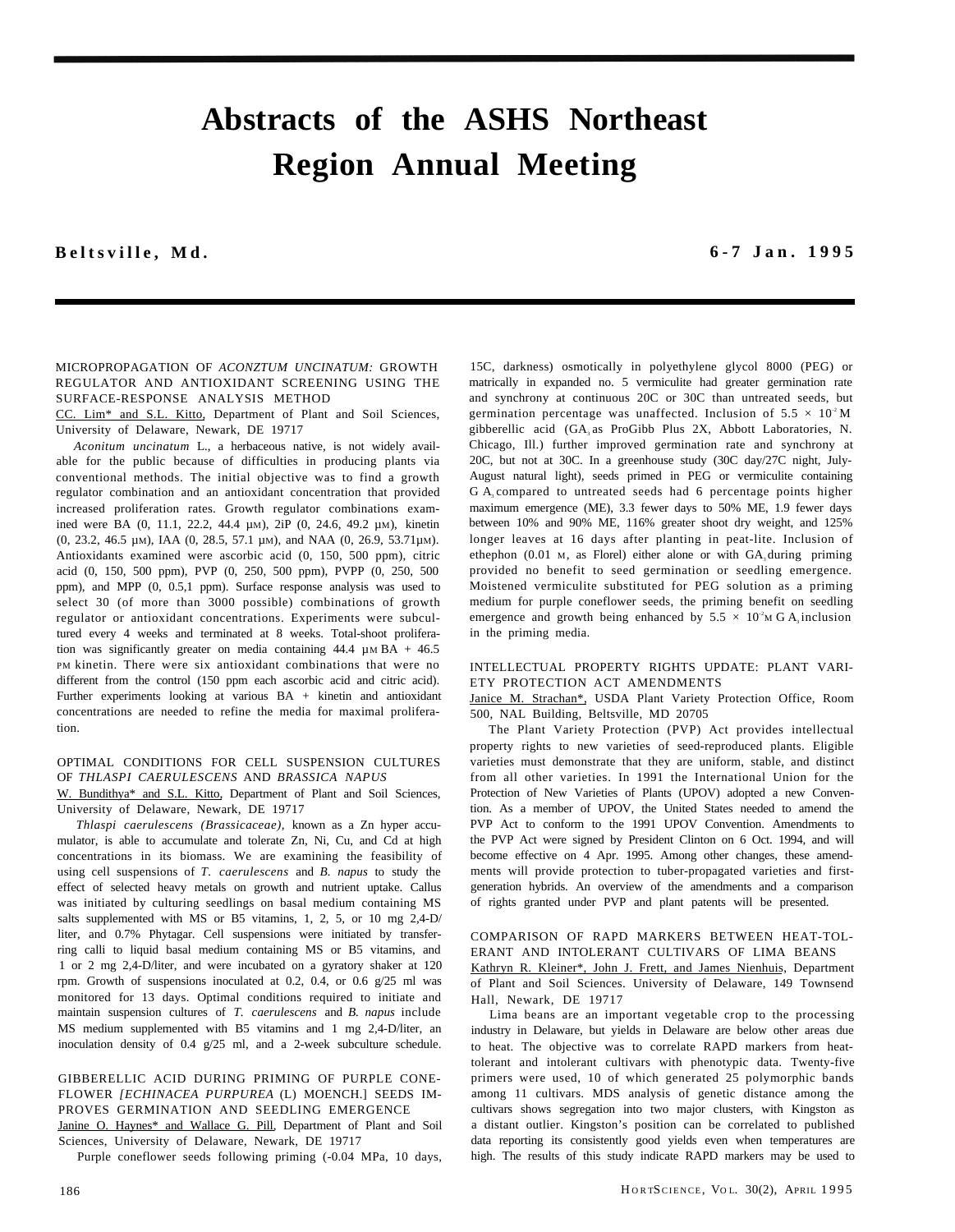# Abstracts of the ASHS Northeast Region Annual Meeting

**Beltsville, Md.** **6-7 Jan. 1995**

MICROPROPAGATION OF *ACONZTUM UNCINATUM:* GROWTH REGULATOR AND ANTIOXIDANT SCREENING USING THE SURFACE-RESPONSE ANALYSIS METHOD

CC. Lim* and S.L. Kitto, Department of Plant and Soil Sciences, University of Delaware, Newark, DE 19717

*Aconitum uncinatum* L., a herbaceous native, is not widely available for the public because of difficulties in producing plants via conventional methods. The initial objective was to find a growth regulator combination and an antioxidant concentration that provided increased proliferation rates. Growth regulator combinations examined were BA (0, 11.1, 22.2, 44.4 µM), 2iP (0, 24.6, 49.2 µM), kinetin (0, 23.2, 46.5 µM), IAA (0, 28.5, 57.1 µM), and NAA (0, 26.9, 53.71µM). Antioxidants examined were ascorbic acid (0, 150, 500 ppm), citric acid (0, 150, 500 ppm), PVP (0, 250, 500 ppm), PVPP (0, 250, 500 ppm), and MPP (0, 0.5,1 ppm). Surface response analysis was used to select 30 (of more than 3000 possible) combinations of growth regulator or antioxidant concentrations. Experiments were subcultured every 4 weeks and terminated at 8 weeks. Total-shoot proliferation was significantly greater on media containing 44.4 µM BA + 46.5 PM kinetin. There were six antioxidant combinations that were no different from the control (150 ppm each ascorbic acid and citric acid). Further experiments looking at various BA + kinetin and antioxidant concentrations are needed to refine the media for maximal proliferation.

OPTIMAL CONDITIONS FOR CELL SUSPENSION CULTURES OF *THLASPI CAERULESCENS* AND *BRASSICA NAPUS*

W. Bundithya* and S.L. Kitto, Department of Plant and Soil Sciences, University of Delaware, Newark, DE 19717

*Thlaspi caerulescens (Brassicaceae),* known as a Zn hyper accumulator, is able to accumulate and tolerate Zn, Ni, Cu, and Cd at high concentrations in its biomass. We are examining the feasibility of using cell suspensions of *T. caerulescens* and *B. napus* to study the effect of selected heavy metals on growth and nutrient uptake. Callus was initiated by culturing seedlings on basal medium containing MS salts supplemented with MS or B5 vitamins, 1, 2, 5, or 10 mg 2,4-D/liter, and 0.7% Phytagar. Cell suspensions were initiated by transferring calli to liquid basal medium containing MS or B5 vitamins, and 1 or 2 mg 2,4-D/liter, and were incubated on a gyratory shaker at 120 rpm. Growth of suspensions inoculated at 0.2, 0.4, or 0.6 g/25 ml was monitored for 13 days. Optimal conditions required to initiate and maintain suspension cultures of *T. caerulescens* and *B. napus* include MS medium supplemented with B5 vitamins and 1 mg 2,4-D/liter, an inoculation density of 0.4 g/25 ml, and a 2-week subculture schedule.

GIBBERELLIC ACID DURING PRIMING OF PURPLE CONEFLOWER *[ECHINACEA PURPUREA* (L) MOENCH.] SEEDS IMPROVES GERMINATION AND SEEDLING EMERGENCE

Janine O. Haynes* and Wallace G. Pill, Department of Plant and Soil Sciences, University of Delaware, Newark, DE 19717

Purple coneflower seeds following priming (-0.04 MPa, 10 days, 15C, darkness) osmotically in polyethylene glycol 8000 (PEG) or matrically in expanded no. 5 vermiculite had greater germination rate and synchrony at continuous 20C or 30C than untreated seeds, but germination percentage was unaffected. Inclusion of $5.5 \times 10^{-2}$ M gibberellic acid ($GA_3$ as ProGibb Plus 2X, Abbott Laboratories, N. Chicago, Ill.) further improved germination rate and synchrony at 20C, but not at 30C. In a greenhouse study (30C day/27C night, July-August natural light), seeds primed in PEG or vermiculite containing $GA_3$ compared to untreated seeds had 6 percentage points higher maximum emergence (ME), 3.3 fewer days to 50% ME, 1.9 fewer days between 10% and 90% ME, 116% greater shoot dry weight, and 125% longer leaves at 16 days after planting in peat-lite. Inclusion of ethephon (0.01 M, as Florel) either alone or with $GA_3$ during priming provided no benefit to seed germination or seedling emergence. Moistened vermiculite substituted for PEG solution as a priming medium for purple coneflower seeds, the priming benefit on seedling emergence and growth being enhanced by $5.5 \times 10^{-2}$M $GA_3$ inclusion in the priming media.

INTELLECTUAL PROPERTY RIGHTS UPDATE: PLANT VARIETY PROTECTION ACT AMENDMENTS

Janice M. Strachan*, USDA Plant Variety Protection Office, Room 500, NAL Building, Beltsville, MD 20705

The Plant Variety Protection (PVP) Act provides intellectual property rights to new varieties of seed-reproduced plants. Eligible varieties must demonstrate that they are uniform, stable, and distinct from all other varieties. In 1991 the International Union for the Protection of New Varieties of Plants (UPOV) adopted a new Convention. As a member of UPOV, the United States needed to amend the PVP Act to conform to the 1991 UPOV Convention. Amendments to the PVP Act were signed by President Clinton on 6 Oct. 1994, and will become effective on 4 Apr. 1995. Among other changes, these amendments will provide protection to tuber-propagated varieties and first-generation hybrids. An overview of the amendments and a comparison of rights granted under PVP and plant patents will be presented.

COMPARISON OF RAPD MARKERS BETWEEN HEAT-TOLERANT AND INTOLERANT CULTIVARS OF LIMA BEANS

Kathryn R. Kleiner*, John J. Frett, and James Nienhuis, Department of Plant and Soil Sciences. University of Delaware, 149 Townsend Hall, Newark, DE 19717

Lima beans are an important vegetable crop to the processing industry in Delaware, but yields in Delaware are below other areas due to heat. The objective was to correlate RAPD markers from heat-tolerant and intolerant cultivars with phenotypic data. Twenty-five primers were used, 10 of which generated 25 polymorphic bands among 11 cultivars. MDS analysis of genetic distance among the cultivars shows segregation into two major clusters, with Kingston as a distant outlier. Kingston's position can be correlated to published data reporting its consistently good yields even when temperatures are high. The results of this study indicate RAPD markers may be used to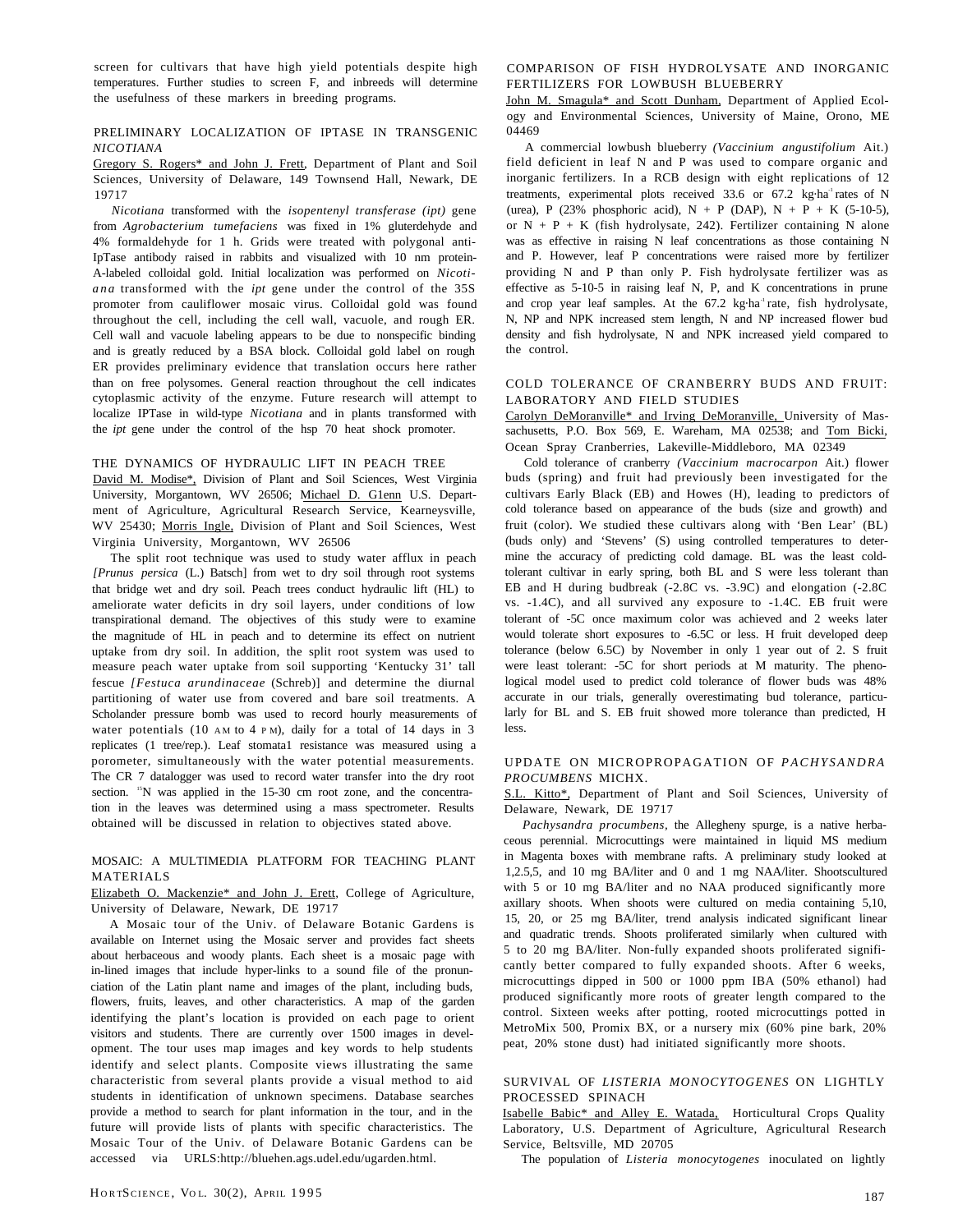screen for cultivars that have high yield potentials despite high temperatures. Further studies to screen F, and inbreeds will determine the usefulness of these markers in breeding programs.

## PRELIMINARY LOCALIZATION OF IPTASE IN TRANSGENIC *NICOTIANA*

Gregory S. Rogers* and John J. Frett, Department of Plant and Soil Sciences, University of Delaware, 149 Townsend Hall, Newark, DE 19717

*Nicotiana* transformed with the *isopentenyl transferase (ipt)* gene from *Agrobacterium tumefaciens* was fixed in 1% gluterdehyde and 4% formaldehyde for 1 h. Grids were treated with polygonal anti-IpTase antibody raised in rabbits and visualized with 10 nm protein-A-labeled colloidal gold. Initial localization was performed on *Nicotiana* transformed with the *ipt* gene under the control of the 35S promoter from cauliflower mosaic virus. Colloidal gold was found throughout the cell, including the cell wall, vacuole, and rough ER. Cell wall and vacuole labeling appears to be due to nonspecific binding and is greatly reduced by a BSA block. Colloidal gold label on rough ER provides preliminary evidence that translation occurs here rather than on free polysomes. General reaction throughout the cell indicates cytoplasmic activity of the enzyme. Future research will attempt to localize IPTase in wild-type *Nicotiana* and in plants transformed with the *ipt* gene under the control of the hsp 70 heat shock promoter.

## THE DYNAMICS OF HYDRAULIC LIFT IN PEACH TREE

David M. Modise*, Division of Plant and Soil Sciences, West Virginia University, Morgantown, WV 26506; Michael D. G1enn U.S. Department of Agriculture, Agricultural Research Service, Kearneysville, WV 25430; Morris Ingle, Division of Plant and Soil Sciences, West Virginia University, Morgantown, WV 26506

The split root technique was used to study water afflux in peach *[Prunus persica* (L.) Batsch] from wet to dry soil through root systems that bridge wet and dry soil. Peach trees conduct hydraulic lift (HL) to ameliorate water deficits in dry soil layers, under conditions of low transpirational demand. The objectives of this study were to examine the magnitude of HL in peach and to determine its effect on nutrient uptake from dry soil. In addition, the split root system was used to measure peach water uptake from soil supporting 'Kentucky 31' tall fescue *[Festuca arundinaceae* (Schreb)] and determine the diurnal partitioning of water use from covered and bare soil treatments. A Scholander pressure bomb was used to record hourly measurements of water potentials (10 AM to 4 PM), daily for a total of 14 days in 3 replicates (1 tree/rep.). Leaf stomata1 resistance was measured using a porometer, simultaneously with the water potential measurements. The CR 7 datalogger was used to record water transfer into the dry root section. $^{15}$N was applied in the 15-30 cm root zone, and the concentration in the leaves was determined using a mass spectrometer. Results obtained will be discussed in relation to objectives stated above.

## MOSAIC: A MULTIMEDIA PLATFORM FOR TEACHING PLANT MATERIALS

Elizabeth O. Mackenzie* and John J. Erett, College of Agriculture, University of Delaware, Newark, DE 19717

A Mosaic tour of the Univ. of Delaware Botanic Gardens is available on Internet using the Mosaic server and provides fact sheets about herbaceous and woody plants. Each sheet is a mosaic page with in-lined images that include hyper-links to a sound file of the pronunciation of the Latin plant name and images of the plant, including buds, flowers, fruits, leaves, and other characteristics. A map of the garden identifying the plant's location is provided on each page to orient visitors and students. There are currently over 1500 images in development. The tour uses map images and key words to help students identify and select plants. Composite views illustrating the same characteristic from several plants provide a visual method to aid students in identification of unknown specimens. Database searches provide a method to search for plant information in the tour, and in the future will provide lists of plants with specific characteristics. The Mosaic Tour of the Univ. of Delaware Botanic Gardens can be accessed via URLS:http://bluehen.ags.udel.edu/ugarden.html.

## COMPARISON OF FISH HYDROLYSATE AND INORGANIC FERTILIZERS FOR LOWBUSH BLUEBERRY

John M. Smagula* and Scott Dunham, Department of Applied Ecology and Environmental Sciences, University of Maine, Orono, ME 04469

A commercial lowbush blueberry *(Vaccinium angustifolium* Ait.) field deficient in leaf N and P was used to compare organic and inorganic fertilizers. In a RCB design with eight replications of 12 treatments, experimental plots received 33.6 or 67.2 kg·ha$^{-1}$ rates of N (urea), P (23% phosphoric acid), N + P (DAP), N + P + K (5-10-5), or N + P + K (fish hydrolysate, 242). Fertilizer containing N alone was as effective in raising N leaf concentrations as those containing N and P. However, leaf P concentrations were raised more by fertilizer providing N and P than only P. Fish hydrolysate fertilizer was as effective as 5-10-5 in raising leaf N, P, and K concentrations in prune and crop year leaf samples. At the 67.2 kg·ha$^{-1}$ rate, fish hydrolysate, N, NP and NPK increased stem length, N and NP increased flower bud density and fish hydrolysate, N and NPK increased yield compared to the control.

## COLD TOLERANCE OF CRANBERRY BUDS AND FRUIT: LABORATORY AND FIELD STUDIES

Carolyn DeMoranville* and Irving DeMoranville, University of Massachusetts, P.O. Box 569, E. Wareham, MA 02538; and Tom Bicki, Ocean Spray Cranberries, Lakeville-Middleboro, MA 02349

Cold tolerance of cranberry *(Vaccinium macrocarpon* Ait.) flower buds (spring) and fruit had previously been investigated for the cultivars Early Black (EB) and Howes (H), leading to predictors of cold tolerance based on appearance of the buds (size and growth) and fruit (color). We studied these cultivars along with 'Ben Lear' (BL) (buds only) and 'Stevens' (S) using controlled temperatures to determine the accuracy of predicting cold damage. BL was the least cold-tolerant cultivar in early spring, both BL and S were less tolerant than EB and H during budbreak (-2.8C vs. -3.9C) and elongation (-2.8C vs. -1.4C), and all survived any exposure to -1.4C. EB fruit were tolerant of -5C once maximum color was achieved and 2 weeks later would tolerate short exposures to -6.5C or less. H fruit developed deep tolerance (below 6.5C) by November in only 1 year out of 2. S fruit were least tolerant: -5C for short periods at M maturity. The phenological model used to predict cold tolerance of flower buds was 48% accurate in our trials, generally overestimating bud tolerance, particularly for BL and S. EB fruit showed more tolerance than predicted, H less.

## UPDATE ON MICROPROPAGATION OF *PACHYSANDRA PROCUMBENS* MICHX.

S.L. Kitto*, Department of Plant and Soil Sciences, University of Delaware, Newark, DE 19717

*Pachysandra procumbens*, the Allegheny spurge, is a native herbaceous perennial. Microcuttings were maintained in liquid MS medium in Magenta boxes with membrane rafts. A preliminary study looked at 1,2.5,5, and 10 mg BA/liter and 0 and 1 mg NAA/liter. Shootscultured with 5 or 10 mg BA/liter and no NAA produced significantly more axillary shoots. When shoots were cultured on media containing 5,10, 15, 20, or 25 mg BA/liter, trend analysis indicated significant linear and quadratic trends. Shoots proliferated similarly when cultured with 5 to 20 mg BA/liter. Non-fully expanded shoots proliferated significantly better compared to fully expanded shoots. After 6 weeks, microcuttings dipped in 500 or 1000 ppm IBA (50% ethanol) had produced significantly more roots of greater length compared to the control. Sixteen weeks after potting, rooted microcuttings potted in MetroMix 500, Promix BX, or a nursery mix (60% pine bark, 20% peat, 20% stone dust) had initiated significantly more shoots.

## SURVIVAL OF *LISTERIA MONOCYTOGENES* ON LIGHTLY PROCESSED SPINACH

Isabelle Babic* and Alley E. Watada, Horticultural Crops Quality Laboratory, U.S. Department of Agriculture, Agricultural Research Service, Beltsville, MD 20705

The population of *Listeria monocytogenes* inoculated on lightly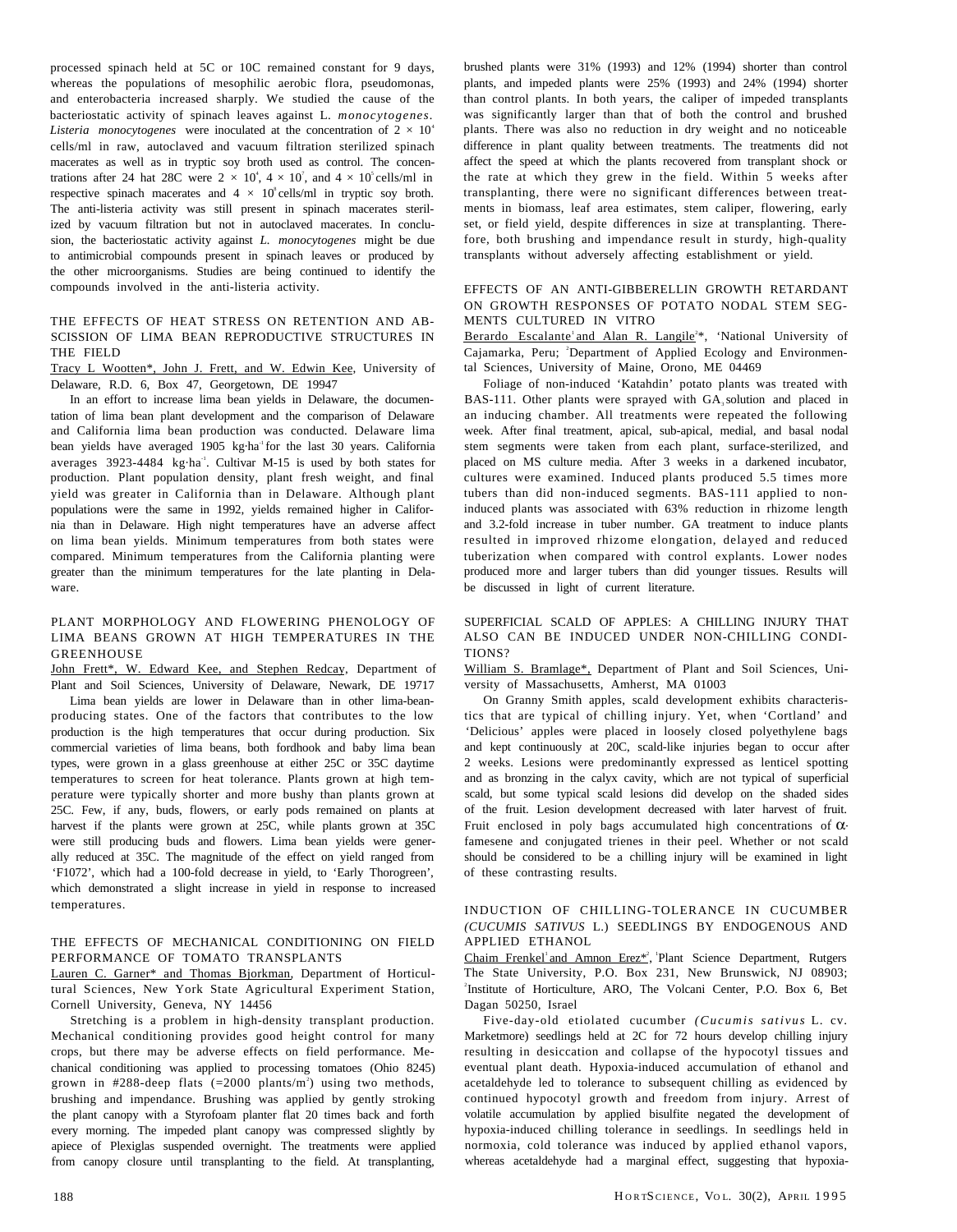processed spinach held at 5C or 10C remained constant for 9 days, whereas the populations of mesophilic aerobic flora, pseudomonas, and enterobacteria increased sharply. We studied the cause of the bacteriostatic activity of spinach leaves against L. *monocytogenes*. *Listeria monocytogenes* were inoculated at the concentration of $2 \times 10^4$ cells/ml in raw, autoclaved and vacuum filtration sterilized spinach macerates as well as in tryptic soy broth used as control. The concentrations after 24 hat 28C were $2 \times 10^4$, $4 \times 10^7$, and $4 \times 10^5$ cells/ml in respective spinach macerates and $4 \times 10^8$ cells/ml in tryptic soy broth. The anti-listeria activity was still present in spinach macerates sterilized by vacuum filtration but not in autoclaved macerates. In conclusion, the bacteriostatic activity against *L. monocytogenes* might be due to antimicrobial compounds present in spinach leaves or produced by the other microorganisms. Studies are being continued to identify the compounds involved in the anti-listeria activity.

### THE EFFECTS OF HEAT STRESS ON RETENTION AND ABSCISSION OF LIMA BEAN REPRODUCTIVE STRUCTURES IN THE FIELD

Tracy L Wootten*, John J. Frett, and W. Edwin Kee, University of Delaware, R.D. 6, Box 47, Georgetown, DE 19947

In an effort to increase lima bean yields in Delaware, the documentation of lima bean plant development and the comparison of Delaware and California lima bean production was conducted. Delaware lima bean yields have averaged 1905 kg·ha$^{-1}$ for the last 30 years. California averages 3923-4484 kg·ha$^{-1}$. Cultivar M-15 is used by both states for production. Plant population density, plant fresh weight, and final yield was greater in California than in Delaware. Although plant populations were the same in 1992, yields remained higher in California than in Delaware. High night temperatures have an adverse affect on lima bean yields. Minimum temperatures from both states were compared. Minimum temperatures from the California planting were greater than the minimum temperatures for the late planting in Delaware.

### PLANT MORPHOLOGY AND FLOWERING PHENOLOGY OF LIMA BEANS GROWN AT HIGH TEMPERATURES IN THE GREENHOUSE

John Frett*, W. Edward Kee, and Stephen Redcay, Department of Plant and Soil Sciences, University of Delaware, Newark, DE 19717

Lima bean yields are lower in Delaware than in other lima-bean-producing states. One of the factors that contributes to the low production is the high temperatures that occur during production. Six commercial varieties of lima beans, both fordhook and baby lima bean types, were grown in a glass greenhouse at either 25C or 35C daytime temperatures to screen for heat tolerance. Plants grown at high temperature were typically shorter and more bushy than plants grown at 25C. Few, if any, buds, flowers, or early pods remained on plants at harvest if the plants were grown at 25C, while plants grown at 35C were still producing buds and flowers. Lima bean yields were generally reduced at 35C. The magnitude of the effect on yield ranged from 'F1072', which had a 100-fold decrease in yield, to 'Early Thorogreen', which demonstrated a slight increase in yield in response to increased temperatures.

### THE EFFECTS OF MECHANICAL CONDITIONING ON FIELD PERFORMANCE OF TOMATO TRANSPLANTS

Lauren C. Garner* and Thomas Bjorkman, Department of Horticultural Sciences, New York State Agricultural Experiment Station, Cornell University, Geneva, NY 14456

Stretching is a problem in high-density transplant production. Mechanical conditioning provides good height control for many crops, but there may be adverse effects on field performance. Mechanical conditioning was applied to processing tomatoes (Ohio 8245) grown in #288-deep flats (=2000 plants/m$^2$) using two methods, brushing and impendance. Brushing was applied by gently stroking the plant canopy with a Styrofoam planter flat 20 times back and forth every morning. The impeded plant canopy was compressed slightly by apiece of Plexiglas suspended overnight. The treatments were applied from canopy closure until transplanting to the field. At transplanting, brushed plants were 31% (1993) and 12% (1994) shorter than control plants, and impeded plants were 25% (1993) and 24% (1994) shorter than control plants. In both years, the caliper of impeded transplants was significantly larger than that of both the control and brushed plants. There was also no reduction in dry weight and no noticeable difference in plant quality between treatments. The treatments did not affect the speed at which the plants recovered from transplant shock or the rate at which they grew in the field. Within 5 weeks after transplanting, there were no significant differences between treatments in biomass, leaf area estimates, stem caliper, flowering, early set, or field yield, despite differences in size at transplanting. Therefore, both brushing and impendance result in sturdy, high-quality transplants without adversely affecting establishment or yield.

### EFFECTS OF AN ANTI-GIBBERELLIN GROWTH RETARDANT ON GROWTH RESPONSES OF POTATO NODAL STEM SEGMENTS CULTURED IN VITRO

Berardo Escalante[1] and Alan R. Langile[2]*, [1]National University of Cajamarka, Peru; [2]Department of Applied Ecology and Environmental Sciences, University of Maine, Orono, ME 04469

Foliage of non-induced 'Katahdin' potato plants was treated with BAS-111. Other plants were sprayed with $GA_3$ solution and placed in an inducing chamber. All treatments were repeated the following week. After final treatment, apical, sub-apical, medial, and basal nodal stem segments were taken from each plant, surface-sterilized, and placed on MS culture media. After 3 weeks in a darkened incubator, cultures were examined. Induced plants produced 5.5 times more tubers than did non-induced segments. BAS-111 applied to non-induced plants was associated with 63% reduction in rhizome length and 3.2-fold increase in tuber number. GA treatment to induce plants resulted in improved rhizome elongation, delayed and reduced tuberization when compared with control explants. Lower nodes produced more and larger tubers than did younger tissues. Results will be discussed in light of current literature.

### SUPERFICIAL SCALD OF APPLES: A CHILLING INJURY THAT ALSO CAN BE INDUCED UNDER NON-CHILLING CONDITIONS?

William S. Bramlage*, Department of Plant and Soil Sciences, University of Massachusetts, Amherst, MA 01003

On Granny Smith apples, scald development exhibits characteristics that are typical of chilling injury. Yet, when 'Cortland' and 'Delicious' apples were placed in loosely closed polyethylene bags and kept continuously at 20C, scald-like injuries began to occur after 2 weeks. Lesions were predominantly expressed as lenticel spotting and as bronzing in the calyx cavity, which are not typical of superficial scald, but some typical scald lesions did develop on the shaded sides of the fruit. Lesion development decreased with later harvest of fruit. Fruit enclosed in poly bags accumulated high concentrations of $\alpha$-famesene and conjugated trienes in their peel. Whether or not scald should be considered to be a chilling injury will be examined in light of these contrasting results.

### INDUCTION OF CHILLING-TOLERANCE IN CUCUMBER (*CUCUMIS SATIVUS* L.) SEEDLINGS BY ENDOGENOUS AND APPLIED ETHANOL

Chaim Frenkel[1] and Amnon Erez*[2], [1]Plant Science Department, Rutgers The State University, P.O. Box 231, New Brunswick, NJ 08903; [2]Institute of Horticulture, ARO, The Volcani Center, P.O. Box 6, Bet Dagan 50250, Israel

Five-day-old etiolated cucumber (*Cucumis sativus* L. cv. Marketmore) seedlings held at 2C for 72 hours develop chilling injury resulting in desiccation and collapse of the hypocotyl tissues and eventual plant death. Hypoxia-induced accumulation of ethanol and acetaldehyde led to tolerance to subsequent chilling as evidenced by continued hypocotyl growth and freedom from injury. Arrest of volatile accumulation by applied bisulfite negated the development of hypoxia-induced chilling tolerance in seedlings. In seedlings held in normoxia, cold tolerance was induced by applied ethanol vapors, whereas acetaldehyde had a marginal effect, suggesting that hypoxia-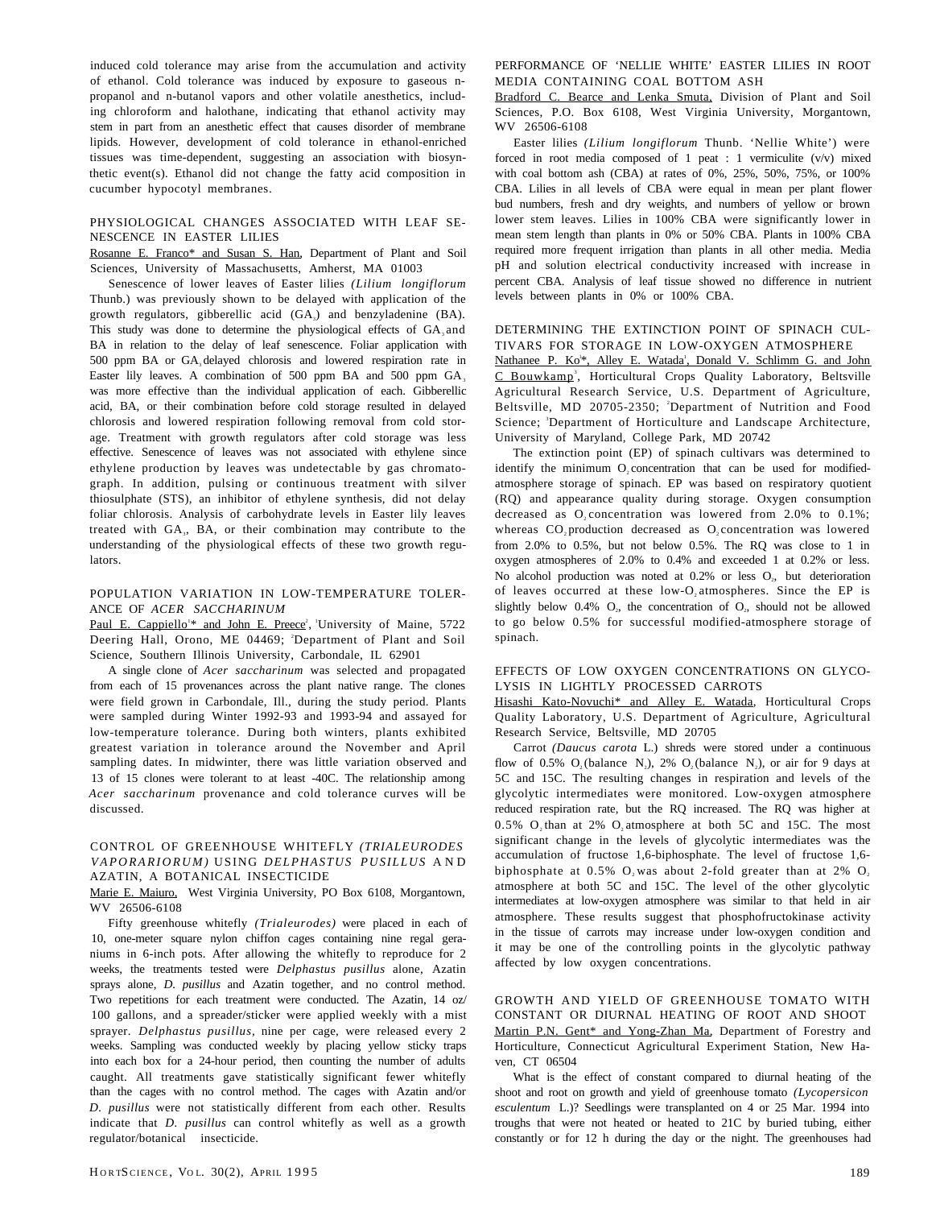induced cold tolerance may arise from the accumulation and activity of ethanol. Cold tolerance was induced by exposure to gaseous n-propanol and n-butanol vapors and other volatile anesthetics, including chloroform and halothane, indicating that ethanol activity may stem in part from an anesthetic effect that causes disorder of membrane lipids. However, development of cold tolerance in ethanol-enriched tissues was time-dependent, suggesting an association with biosynthetic event(s). Ethanol did not change the fatty acid composition in cucumber hypocotyl membranes.

## PHYSIOLOGICAL CHANGES ASSOCIATED WITH LEAF SENESCENCE IN EASTER LILIES

Rosanne E. Franco* and Susan S. Han, Department of Plant and Soil Sciences, University of Massachusetts, Amherst, MA 01003

Senescence of lower leaves of Easter lilies *(Lilium longiflorum* Thunb.) was previously shown to be delayed with application of the growth regulators, gibberellic acid ($GA_3$) and benzyladenine (BA). This study was done to determine the physiological effects of $GA_3$ and BA in relation to the delay of leaf senescence. Foliar application with 500 ppm BA or $GA_3$ delayed chlorosis and lowered respiration rate in Easter lily leaves. A combination of 500 ppm BA and 500 ppm $GA_3$ was more effective than the individual application of each. Gibberellic acid, BA, or their combination before cold storage resulted in delayed chlorosis and lowered respiration following removal from cold storage. Treatment with growth regulators after cold storage was less effective. Senescence of leaves was not associated with ethylene since ethylene production by leaves was undetectable by gas chromatograph. In addition, pulsing or continuous treatment with silver thiosulphate (STS), an inhibitor of ethylene synthesis, did not delay foliar chlorosis. Analysis of carbohydrate levels in Easter lily leaves treated with $GA_3$, BA, or their combination may contribute to the understanding of the physiological effects of these two growth regulators.

## POPULATION VARIATION IN LOW-TEMPERATURE TOLERANCE OF *ACER SACCHARINUM*

Paul E. Cappiello[1]* and John E. Preece[2], [1]University of Maine, 5722 Deering Hall, Orono, ME 04469; [2]Department of Plant and Soil Science, Southern Illinois University, Carbondale, IL 62901

A single clone of *Acer saccharinum* was selected and propagated from each of 15 provenances across the plant native range. The clones were field grown in Carbondale, Ill., during the study period. Plants were sampled during Winter 1992-93 and 1993-94 and assayed for low-temperature tolerance. During both winters, plants exhibited greatest variation in tolerance around the November and April sampling dates. In midwinter, there was little variation observed and 13 of 15 clones were tolerant to at least -40C. The relationship among *Acer saccharinum* provenance and cold tolerance curves will be discussed.

## CONTROL OF GREENHOUSE WHITEFLY *(TRIALEURODES VAPORARIORUM)* USING *DELPHASTUS PUSILLUS* AND AZATIN, A BOTANICAL INSECTICIDE

Marie E. Maiuro, West Virginia University, PO Box 6108, Morgantown, WV 26506-6108

Fifty greenhouse whitefly *(Trialeurodes)* were placed in each of 10, one-meter square nylon chiffon cages containing nine regal geraniums in 6-inch pots. After allowing the whitefly to reproduce for 2 weeks, the treatments tested were *Delphastus pusillus* alone, Azatin sprays alone, *D. pusillus* and Azatin together, and no control method. Two repetitions for each treatment were conducted. The Azatin, 14 oz/100 gallons, and a spreader/sticker were applied weekly with a mist sprayer. *Delphastus pusillus,* nine per cage, were released every 2 weeks. Sampling was conducted weekly by placing yellow sticky traps into each box for a 24-hour period, then counting the number of adults caught. All treatments gave statistically significant fewer whitefly than the cages with no control method. The cages with Azatin and/or *D. pusillus* were not statistically different from each other. Results indicate that *D. pusillus* can control whitefly as well as a growth regulator/botanical insecticide.

## PERFORMANCE OF 'NELLIE WHITE' EASTER LILIES IN ROOT MEDIA CONTAINING COAL BOTTOM ASH

Bradford C. Bearce and Lenka Smuta, Division of Plant and Soil Sciences, P.O. Box 6108, West Virginia University, Morgantown, WV 26506-6108

Easter lilies *(Lilium longiflorum* Thunb. 'Nellie White') were forced in root media composed of 1 peat : 1 vermiculite (v/v) mixed with coal bottom ash (CBA) at rates of 0%, 25%, 50%, 75%, or 100% CBA. Lilies in all levels of CBA were equal in mean per plant flower bud numbers, fresh and dry weights, and numbers of yellow or brown lower stem leaves. Lilies in 100% CBA were significantly lower in mean stem length than plants in 0% or 50% CBA. Plants in 100% CBA required more frequent irrigation than plants in all other media. Media pH and solution electrical conductivity increased with increase in percent CBA. Analysis of leaf tissue showed no difference in nutrient levels between plants in 0% or 100% CBA.

## DETERMINING THE EXTINCTION POINT OF SPINACH CULTIVARS FOR STORAGE IN LOW-OXYGEN ATMOSPHERE

Nathanee P. Ko[1]*, Alley E. Watada[1], Donald V. Schlimm G. and John C Bouwkamp[3], Horticultural Crops Quality Laboratory, Beltsville Agricultural Research Service, U.S. Department of Agriculture, Beltsville, MD 20705-2350; [2]Department of Nutrition and Food Science; [3]Department of Horticulture and Landscape Architecture, University of Maryland, College Park, MD 20742

The extinction point (EP) of spinach cultivars was determined to identify the minimum $O_2$ concentration that can be used for modified-atmosphere storage of spinach. EP was based on respiratory quotient (RQ) and appearance quality during storage. Oxygen consumption decreased as $O_2$ concentration was lowered from 2.0% to 0.1%; whereas $CO_2$ production decreased as $O_2$ concentration was lowered from 2.0% to 0.5%, but not below 0.5%. The RQ was close to 1 in oxygen atmospheres of 2.0% to 0.4% and exceeded 1 at 0.2% or less. No alcohol production was noted at 0.2% or less $O_2$, but deterioration of leaves occurred at these low-$O_2$ atmospheres. Since the EP is slightly below 0.4% $O_2$, the concentration of $O_2$, should not be allowed to go below 0.5% for successful modified-atmosphere storage of spinach.

## EFFECTS OF LOW OXYGEN CONCENTRATIONS ON GLYCOLYSIS IN LIGHTLY PROCESSED CARROTS

Hisashi Kato-Novuchi* and Alley E. Watada, Horticultural Crops Quality Laboratory, U.S. Department of Agriculture, Agricultural Research Service, Beltsville, MD 20705

Carrot *(Daucus carota* L.) shreds were stored under a continuous flow of 0.5% $O_2$ (balance $N_2$), 2% $O_2$ (balance $N_2$), or air for 9 days at 5C and 15C. The resulting changes in respiration and levels of the glycolytic intermediates were monitored. Low-oxygen atmosphere reduced respiration rate, but the RQ increased. The RQ was higher at 0.5% $O_2$ than at 2% $O_2$ atmosphere at both 5C and 15C. The most significant change in the levels of glycolytic intermediates was the accumulation of fructose 1,6-biphosphate. The level of fructose 1,6-biphosphate at 0.5% $O_2$ was about 2-fold greater than at 2% $O_2$ atmosphere at both 5C and 15C. The level of the other glycolytic intermediates at low-oxygen atmosphere was similar to that held in air atmosphere. These results suggest that phosphofructokinase activity in the tissue of carrots may increase under low-oxygen condition and it may be one of the controlling points in the glycolytic pathway affected by low oxygen concentrations.

## GROWTH AND YIELD OF GREENHOUSE TOMATO WITH CONSTANT OR DIURNAL HEATING OF ROOT AND SHOOT

Martin P.N. Gent* and Yong-Zhan Ma, Department of Forestry and Horticulture, Connecticut Agricultural Experiment Station, New Haven, CT 06504

What is the effect of constant compared to diurnal heating of the shoot and root on growth and yield of greenhouse tomato *(Lycopersicon esculentum* L.)? Seedlings were transplanted on 4 or 25 Mar. 1994 into troughs that were not heated or heated to 21C by buried tubing, either constantly or for 12 h during the day or the night. The greenhouses had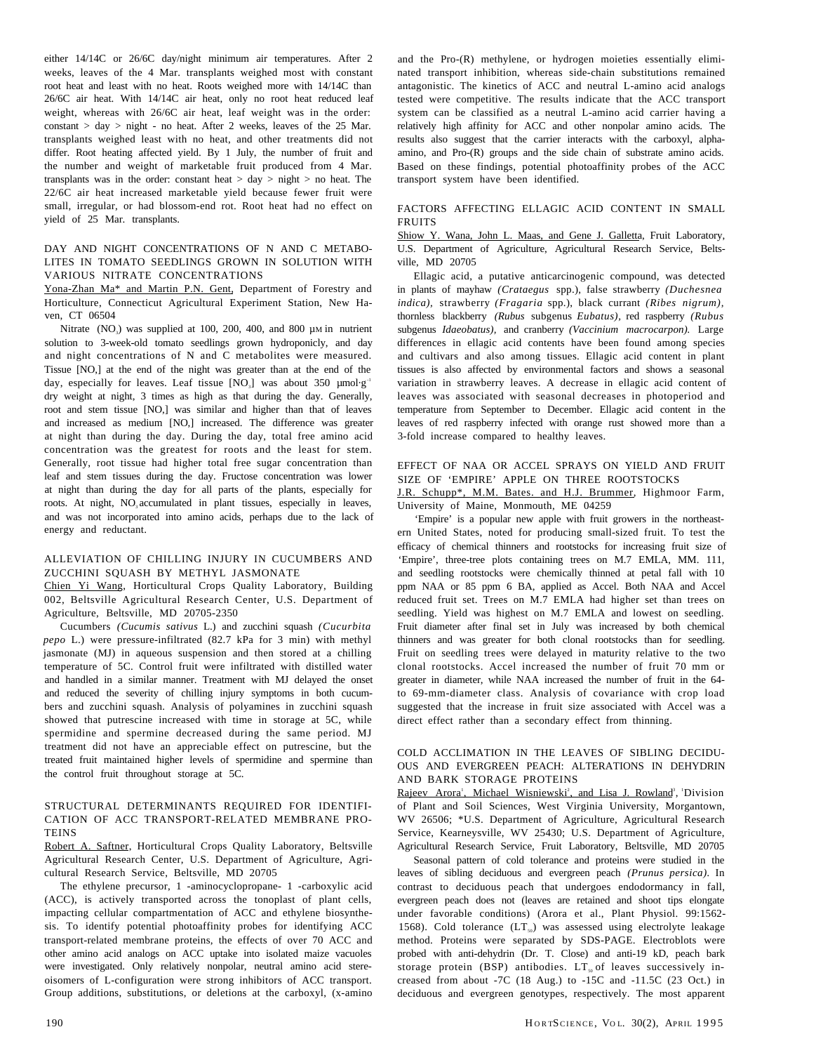either 14/14C or 26/6C day/night minimum air temperatures. After 2 weeks, leaves of the 4 Mar. transplants weighed most with constant root heat and least with no heat. Roots weighed more with 14/14C than 26/6C air heat. With 14/14C air heat, only no root heat reduced leaf weight, whereas with 26/6C air heat, leaf weight was in the order: constant > day > night - no heat. After 2 weeks, leaves of the 25 Mar. transplants weighed least with no heat, and other treatments did not differ. Root heating affected yield. By 1 July, the number of fruit and the number and weight of marketable fruit produced from 4 Mar. transplants was in the order: constant heat > day > night > no heat. The 22/6C air heat increased marketable yield because fewer fruit were small, irregular, or had blossom-end rot. Root heat had no effect on yield of 25 Mar. transplants.

## DAY AND NIGHT CONCENTRATIONS OF N AND C METABOLITES IN TOMATO SEEDLINGS GROWN IN SOLUTION WITH VARIOUS NITRATE CONCENTRATIONS

Yona-Zhan Ma* and Martin P.N. Gent, Department of Forestry and Horticulture, Connecticut Agricultural Experiment Station, New Haven, CT 06504

Nitrate ($NO_3$) was supplied at 100, 200, 400, and 800 μM in nutrient solution to 3-week-old tomato seedlings grown hydroponicly, and day and night concentrations of N and C metabolites were measured. Tissue [$NO_3$] at the end of the night was greater than at the end of the day, especially for leaves. Leaf tissue [$NO_3$] was about 350 $\mu mol \cdot g^{-1}$ dry weight at night, 3 times as high as that during the day. Generally, root and stem tissue [$NO_3$] was similar and higher than that of leaves and increased as medium [$NO_3$] increased. The difference was greater at night than during the day. During the day, total free amino acid concentration was the greatest for roots and the least for stem. Generally, root tissue had higher total free sugar concentration than leaf and stem tissues during the day. Fructose concentration was lower at night than during the day for all parts of the plants, especially for roots. At night, $NO_3$ accumulated in plant tissues, especially in leaves, and was not incorporated into amino acids, perhaps due to the lack of energy and reductant.

## ALLEVIATION OF CHILLING INJURY IN CUCUMBERS AND ZUCCHINI SQUASH BY METHYL JASMONATE

Chien Yi Wang, Horticultural Crops Quality Laboratory, Building 002, Beltsville Agricultural Research Center, U.S. Department of Agriculture, Beltsville, MD 20705-2350

Cucumbers *(Cucumis sativus* L.) and zucchini squash *(Cucurbita pepo* L.) were pressure-infiltrated (82.7 kPa for 3 min) with methyl jasmonate (MJ) in aqueous suspension and then stored at a chilling temperature of 5C. Control fruit were infiltrated with distilled water and handled in a similar manner. Treatment with MJ delayed the onset and reduced the severity of chilling injury symptoms in both cucumbers and zucchini squash. Analysis of polyamines in zucchini squash showed that putrescine increased with time in storage at 5C, while spermidine and spermine decreased during the same period. MJ treatment did not have an appreciable effect on putrescine, but the treated fruit maintained higher levels of spermidine and spermine than the control fruit throughout storage at 5C.

## STRUCTURAL DETERMINANTS REQUIRED FOR IDENTIFICATION OF ACC TRANSPORT-RELATED MEMBRANE PROTEINS

Robert A. Saftner, Horticultural Crops Quality Laboratory, Beltsville Agricultural Research Center, U.S. Department of Agriculture, Agricultural Research Service, Beltsville, MD 20705

The ethylene precursor, 1 -aminocyclopropane- 1 -carboxylic acid (ACC), is actively transported across the tonoplast of plant cells, impacting cellular compartmentation of ACC and ethylene biosynthesis. To identify potential photoaffinity probes for identifying ACC transport-related membrane proteins, the effects of over 70 ACC and other amino acid analogs on ACC uptake into isolated maize vacuoles were investigated. Only relatively nonpolar, neutral amino acid stereoisomers of L-configuration were strong inhibitors of ACC transport. Group additions, substitutions, or deletions at the carboxyl, (x-amino and the Pro-(R) methylene, or hydrogen moieties essentially eliminated transport inhibition, whereas side-chain substitutions remained antagonistic. The kinetics of ACC and neutral L-amino acid analogs tested were competitive. The results indicate that the ACC transport system can be classified as a neutral L-amino acid carrier having a relatively high affinity for ACC and other nonpolar amino acids. The results also suggest that the carrier interacts with the carboxyl, alpha-amino, and Pro-(R) groups and the side chain of substrate amino acids. Based on these findings, potential photoaffinity probes of the ACC transport system have been identified.

## FACTORS AFFECTING ELLAGIC ACID CONTENT IN SMALL FRUITS

Shiow Y. Wana, John L. Maas, and Gene J. Galletta, Fruit Laboratory, U.S. Department of Agriculture, Agricultural Research Service, Beltsville, MD 20705

Ellagic acid, a putative anticarcinogenic compound, was detected in plants of mayhaw *(Crataegus* spp.), false strawberry *(Duchesnea indica)*, strawberry *(Fragaria* spp.), black currant *(Ribes nigrum)*, thornless blackberry *(Rubus* subgenus *Eubatus)*, red raspberry *(Rubus* subgenus *Idaeobatus)*, and cranberry *(Vaccinium macrocarpon).* Large differences in ellagic acid contents have been found among species and cultivars and also among tissues. Ellagic acid content in plant tissues is also affected by environmental factors and shows a seasonal variation in strawberry leaves. A decrease in ellagic acid content of leaves was associated with seasonal decreases in photoperiod and temperature from September to December. Ellagic acid content in the leaves of red raspberry infected with orange rust showed more than a 3-fold increase compared to healthy leaves.

## EFFECT OF NAA OR ACCEL SPRAYS ON YIELD AND FRUIT SIZE OF 'EMPIRE' APPLE ON THREE ROOTSTOCKS

J.R. Schupp*, M.M. Bates. and H.J. Brummer, Highmoor Farm, University of Maine, Monmouth, ME 04259

'Empire' is a popular new apple with fruit growers in the northeastern United States, noted for producing small-sized fruit. To test the efficacy of chemical thinners and rootstocks for increasing fruit size of 'Empire', three-tree plots containing trees on M.7 EMLA, MM. 111, and seedling rootstocks were chemically thinned at petal fall with 10 ppm NAA or 85 ppm 6 BA, applied as Accel. Both NAA and Accel reduced fruit set. Trees on M.7 EMLA had higher set than trees on seedling. Yield was highest on M.7 EMLA and lowest on seedling. Fruit diameter after final set in July was increased by both chemical thinners and was greater for both clonal rootstocks than for seedling. Fruit on seedling trees were delayed in maturity relative to the two clonal rootstocks. Accel increased the number of fruit 70 mm or greater in diameter, while NAA increased the number of fruit in the 64- to 69-mm-diameter class. Analysis of covariance with crop load suggested that the increase in fruit size associated with Accel was a direct effect rather than a secondary effect from thinning.

## COLD ACCLIMATION IN THE LEAVES OF SIBLING DECIDUOUS AND EVERGREEN PEACH: ALTERATIONS IN DEHYDRIN AND BARK STORAGE PROTEINS

Rajeev Arora[1], Michael Wisniewski[2], and Lisa J. Rowland[3], [1]Division of Plant and Soil Sciences, West Virginia University, Morgantown, WV 26506; *U.S. Department of Agriculture, Agricultural Research Service, Kearneysville, WV 25430; U.S. Department of Agriculture, Agricultural Research Service, Fruit Laboratory, Beltsville, MD 20705

Seasonal pattern of cold tolerance and proteins were studied in the leaves of sibling deciduous and evergreen peach *(Prunus persica)*. In contrast to deciduous peach that undergoes endodormancy in fall, evergreen peach does not (leaves are retained and shoot tips elongate under favorable conditions) (Arora et al., Plant Physiol. 99:1562-1568). Cold tolerance ($LT_{50}$) was assessed using electrolyte leakage method. Proteins were separated by SDS-PAGE. Electroblots were probed with anti-dehydrin (Dr. T. Close) and anti-19 kD, peach bark storage protein (BSP) antibodies. $LT_{50}$ of leaves successively increased from about -7C (18 Aug.) to -15C and -11.5C (23 Oct.) in deciduous and evergreen genotypes, respectively. The most apparent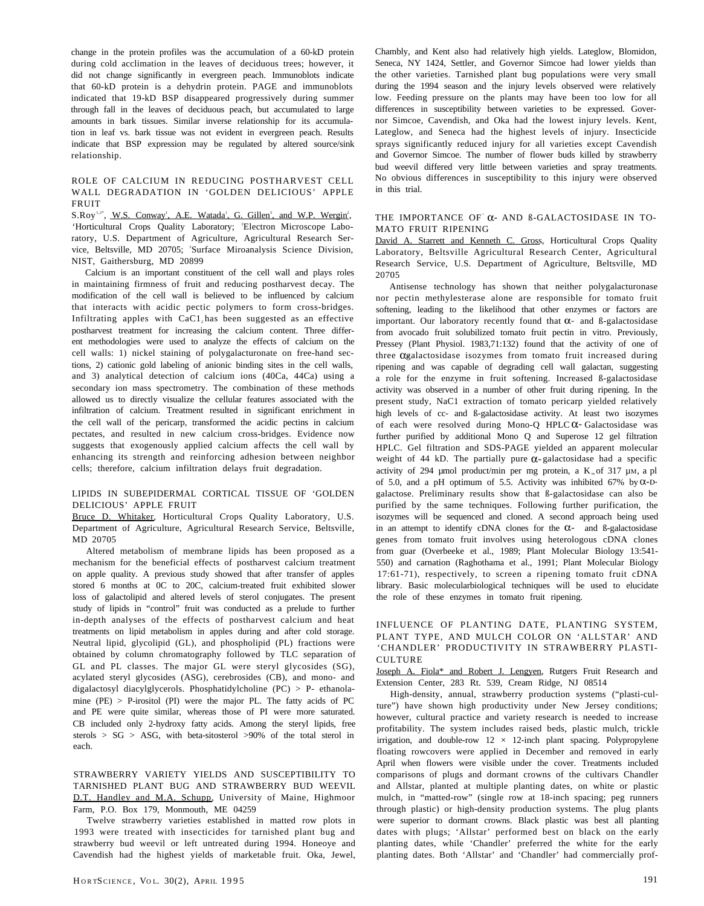change in the protein profiles was the accumulation of a 60-kD protein during cold acclimation in the leaves of deciduous trees; however, it did not change significantly in evergreen peach. Immunoblots indicate that 60-kD protein is a dehydrin protein. PAGE and immunoblots indicated that 19-kD BSP disappeared progressively during summer through fall in the leaves of deciduous peach, but accumulated to large amounts in bark tissues. Similar inverse relationship for its accumulation in leaf vs. bark tissue was not evident in evergreen peach. Results indicate that BSP expression may be regulated by altered source/sink relationship.

### ROLE OF CALCIUM IN REDUCING POSTHARVEST CELL WALL DEGRADATION IN 'GOLDEN DELICIOUS' APPLE FRUIT

S.Roy[1,2*], W.S. Conway[1], A.E. Watada[1], G. Gillen[3], and W.P. Wergin[2], [1]Horticultural Crops Quality Laboratory; [2]Electron Microscope Laboratory, U.S. Department of Agriculture, Agricultural Research Service, Beltsville, MD 20705; [3]Surface Miroanalysis Science Division, NIST, Gaithersburg, MD 20899

Calcium is an important constituent of the cell wall and plays roles in maintaining firmness of fruit and reducing postharvest decay. The modification of the cell wall is believed to be influenced by calcium that interacts with acidic pectic polymers to form cross-bridges. Infiltrating apples with $CaCl_2$ has been suggested as an effective postharvest treatment for increasing the calcium content. Three different methodologies were used to analyze the effects of calcium on the cell walls: 1) nickel staining of polygalacturonate on free-hand sections, 2) cationic gold labeling of anionic binding sites in the cell walls, and 3) analytical detection of calcium ions (40Ca, 44Ca) using a secondary ion mass spectrometry. The combination of these methods allowed us to directly visualize the cellular features associated with the infiltration of calcium. Treatment resulted in significant enrichment in the cell wall of the pericarp, transformed the acidic pectins in calcium pectates, and resulted in new calcium cross-bridges. Evidence now suggests that exogenously applied calcium affects the cell wall by enhancing its strength and reinforcing adhesion between neighbor cells; therefore, calcium infiltration delays fruit degradation.

### LIPIDS IN SUBEPIDERMAL CORTICAL TISSUE OF 'GOLDEN DELICIOUS' APPLE FRUIT

Bruce D. Whitaker, Horticultural Crops Quality Laboratory, U.S. Department of Agriculture, Agricultural Research Service, Beltsville, MD 20705

Altered metabolism of membrane lipids has been proposed as a mechanism for the beneficial effects of postharvest calcium treatment on apple quality. A previous study showed that after transfer of apples stored 6 months at 0C to 20C, calcium-treated fruit exhibited slower loss of galactolipid and altered levels of sterol conjugates. The present study of lipids in "control" fruit was conducted as a prelude to further in-depth analyses of the effects of postharvest calcium and heat treatments on lipid metabolism in apples during and after cold storage. Neutral lipid, glycolipid (GL), and phospholipid (PL) fractions were obtained by column chromatography followed by TLC separation of GL and PL classes. The major GL were steryl glycosides (SG), acylated steryl glycosides (ASG), cerebrosides (CB), and mono- and digalactosyl diacylglycerols. Phosphatidylcholine (PC) > P- ethanolamine (PE) > P-irositol (PI) were the major PL. The fatty acids of PC and PE were quite similar, whereas those of PI were more saturated. CB included only 2-hydroxy fatty acids. Among the steryl lipids, free sterols > SG > ASG, with beta-sitosterol >90% of the total sterol in each.

### STRAWBERRY VARIETY YIELDS AND SUSCEPTIBILITY TO TARNISHED PLANT BUG AND STRAWBERRY BUD WEEVIL

D.T. Handley and M.A. Schupp, University of Maine, Highmoor Farm, P.O. Box 179, Monmouth, ME 04259

Twelve strawberry varieties established in matted row plots in 1993 were treated with insecticides for tarnished plant bug and strawberry bud weevil or left untreated during 1994. Honeoye and Cavendish had the highest yields of marketable fruit. Oka, Jewel, Chambly, and Kent also had relatively high yields. Lateglow, Blomidon, Seneca, NY 1424, Settler, and Governor Simcoe had lower yields than the other varieties. Tarnished plant bug populations were very small during the 1994 season and the injury levels observed were relatively low. Feeding pressure on the plants may have been too low for all differences in susceptibility between varieties to be expressed. Governor Simcoe, Cavendish, and Oka had the lowest injury levels. Kent, Lateglow, and Seneca had the highest levels of injury. Insecticide sprays significantly reduced injury for all varieties except Cavendish and Governor Simcoe. The number of flower buds killed by strawberry bud weevil differed very little between varieties and spray treatments. No obvious differences in susceptibility to this injury were observed in this trial.

### THE IMPORTANCE OF α- AND ß-GALACTOSIDASE IN TOMATO FRUIT RIPENING

David A. Starrett and Kenneth C. Gross, Horticultural Crops Quality Laboratory, Beltsville Agricultural Research Center, Agricultural Research Service, U.S. Department of Agriculture, Beltsville, MD 20705

Antisense technology has shown that neither polygalacturonase nor pectin methylesterase alone are responsible for tomato fruit softening, leading to the likelihood that other enzymes or factors are important. Our laboratory recently found that α- and ß-galactosidase from avocado fruit solubilized tomato fruit pectin in vitro. Previously, Pressey (Plant Physiol. 1983,71:132) found that the activity of one of three α-galactosidase isozymes from tomato fruit increased during ripening and was capable of degrading cell wall galactan, suggesting a role for the enzyme in fruit softening. Increased ß-galactosidase activity was observed in a number of other fruit during ripening. In the present study, NaC1 extraction of tomato pericarp yielded relatively high levels of cc- and ß-galactosidase activity. At least two isozymes of each were resolved during Mono-Q HPLC α-Galactosidase was further purified by additional Mono Q and Superose 12 gel filtration HPLC. Gel filtration and SDS-PAGE yielded an apparent molecular weight of 44 kD. The partially pure α-galactosidase had a specific activity of 294 μmol product/min per mg protein, a $K_m$ of 317 μM, a pl of 5.0, and a pH optimum of 5.5. Activity was inhibited 67% by α-D-galactose. Preliminary results show that ß-galactosidase can also be purified by the same techniques. Following further purification, the isozymes will be sequenced and cloned. A second approach being used in an attempt to identify cDNA clones for the α- and ß-galactosidase genes from tomato fruit involves using heterologous cDNA clones from guar (Overbeeke et al., 1989; Plant Molecular Biology 13:541-550) and carnation (Raghothama et al., 1991; Plant Molecular Biology 17:61-71), respectively, to screen a ripening tomato fruit cDNA library. Basic molecularbiological techniques will be used to elucidate the role of these enzymes in tomato fruit ripening.

### INFLUENCE OF PLANTING DATE, PLANTING SYSTEM, PLANT TYPE, AND MULCH COLOR ON 'ALLSTAR' AND 'CHANDLER' PRODUCTIVITY IN STRAWBERRY PLASTICULTURE

Joseph A. Fiola* and Robert J. Lengyen, Rutgers Fruit Research and Extension Center, 283 Rt. 539, Cream Ridge, NJ 08514

High-density, annual, strawberry production systems ("plasti-culture") have shown high productivity under New Jersey conditions; however, cultural practice and variety research is needed to increase profitability. The system includes raised beds, plastic mulch, trickle irrigation, and double-row 12 × 12-inch plant spacing. Polypropylene floating rowcovers were applied in December and removed in early April when flowers were visible under the cover. Treatments included comparisons of plugs and dormant crowns of the cultivars Chandler and Allstar, planted at multiple planting dates, on white or plastic mulch, in "matted-row" (single row at 18-inch spacing; peg runners through plastic) or high-density production systems. The plug plants were superior to dormant crowns. Black plastic was best all planting dates with plugs; 'Allstar' performed best on black on the early planting dates, while 'Chandler' preferred the white for the early planting dates. Both 'Allstar' and 'Chandler' had commercially prof-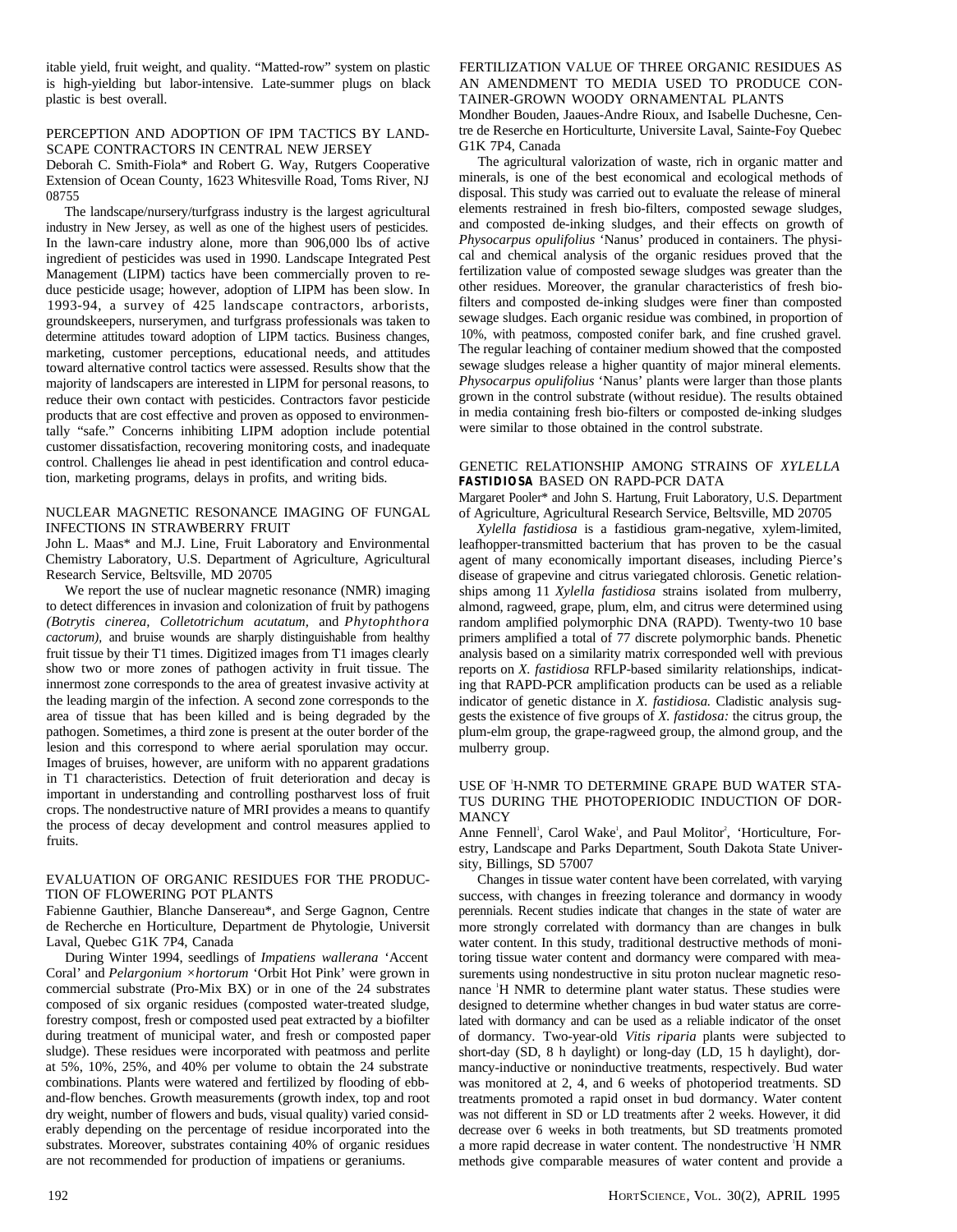itable yield, fruit weight, and quality. "Matted-row" system on plastic is high-yielding but labor-intensive. Late-summer plugs on black plastic is best overall.

## PERCEPTION AND ADOPTION OF IPM TACTICS BY LANDSCAPE CONTRACTORS IN CENTRAL NEW JERSEY

Deborah C. Smith-Fiola* and Robert G. Way, Rutgers Cooperative Extension of Ocean County, 1623 Whitesville Road, Toms River, NJ 08755

The landscape/nursery/turfgrass industry is the largest agricultural industry in New Jersey, as well as one of the highest users of pesticides. In the lawn-care industry alone, more than 906,000 lbs of active ingredient of pesticides was used in 1990. Landscape Integrated Pest Management (LIPM) tactics have been commercially proven to reduce pesticide usage; however, adoption of LIPM has been slow. In 1993-94, a survey of 425 landscape contractors, arborists, groundskeepers, nurserymen, and turfgrass professionals was taken to determine attitudes toward adoption of LIPM tactics. Business changes, marketing, customer perceptions, educational needs, and attitudes toward alternative control tactics were assessed. Results show that the majority of landscapers are interested in LIPM for personal reasons, to reduce their own contact with pesticides. Contractors favor pesticide products that are cost effective and proven as opposed to environmentally "safe." Concerns inhibiting LIPM adoption include potential customer dissatisfaction, recovering monitoring costs, and inadequate control. Challenges lie ahead in pest identification and control education, marketing programs, delays in profits, and writing bids.

## NUCLEAR MAGNETIC RESONANCE IMAGING OF FUNGAL INFECTIONS IN STRAWBERRY FRUIT

John L. Maas* and M.J. Line, Fruit Laboratory and Environmental Chemistry Laboratory, U.S. Department of Agriculture, Agricultural Research Service, Beltsville, MD 20705

We report the use of nuclear magnetic resonance (NMR) imaging to detect differences in invasion and colonization of fruit by pathogens *(Botrytis cinerea, Colletotrichum acutatum,* and *Phytophthora cactorum),* and bruise wounds are sharply distinguishable from healthy fruit tissue by their T1 times. Digitized images from T1 images clearly show two or more zones of pathogen activity in fruit tissue. The innermost zone corresponds to the area of greatest invasive activity at the leading margin of the infection. A second zone corresponds to the area of tissue that has been killed and is being degraded by the pathogen. Sometimes, a third zone is present at the outer border of the lesion and this correspond to where aerial sporulation may occur. Images of bruises, however, are uniform with no apparent gradations in T1 characteristics. Detection of fruit deterioration and decay is important in understanding and controlling postharvest loss of fruit crops. The nondestructive nature of MRI provides a means to quantify the process of decay development and control measures applied to fruits.

## EVALUATION OF ORGANIC RESIDUES FOR THE PRODUCTION OF FLOWERING POT PLANTS

Fabienne Gauthier, Blanche Dansereau*, and Serge Gagnon, Centre de Recherche en Horticulture, Department de Phytologie, Universit Laval, Quebec G1K 7P4, Canada

During Winter 1994, seedlings of *Impatiens wallerana* 'Accent Coral' and *Pelargonium ×hortorum* 'Orbit Hot Pink' were grown in commercial substrate (Pro-Mix BX) or in one of the 24 substrates composed of six organic residues (composted water-treated sludge, forestry compost, fresh or composted used peat extracted by a biofilter during treatment of municipal water, and fresh or composted paper sludge). These residues were incorporated with peatmoss and perlite at 5%, 10%, 25%, and 40% per volume to obtain the 24 substrate combinations. Plants were watered and fertilized by flooding of ebb-and-flow benches. Growth measurements (growth index, top and root dry weight, number of flowers and buds, visual quality) varied considerably depending on the percentage of residue incorporated into the substrates. Moreover, substrates containing 40% of organic residues are not recommended for production of impatiens or geraniums.

## FERTILIZATION VALUE OF THREE ORGANIC RESIDUES AS AN AMENDMENT TO MEDIA USED TO PRODUCE CONTAINER-GROWN WOODY ORNAMENTAL PLANTS

Mondher Bouden, Jaaues-Andre Rioux, and Isabelle Duchesne, Centre de Reserche en Horticulturte, Universite Laval, Sainte-Foy Quebec G1K 7P4, Canada

The agricultural valorization of waste, rich in organic matter and minerals, is one of the best economical and ecological methods of disposal. This study was carried out to evaluate the release of mineral elements restrained in fresh bio-filters, composted sewage sludges, and composted de-inking sludges, and their effects on growth of *Physocarpus opulifolius* 'Nanus' produced in containers. The physical and chemical analysis of the organic residues proved that the fertilization value of composted sewage sludges was greater than the other residues. Moreover, the granular characteristics of fresh bio-filters and composted de-inking sludges were finer than composted sewage sludges. Each organic residue was combined, in proportion of 10%, with peatmoss, composted conifer bark, and fine crushed gravel. The regular leaching of container medium showed that the composted sewage sludges release a higher quantity of major mineral elements. *Physocarpus opulifolius* 'Nanus' plants were larger than those plants grown in the control substrate (without residue). The results obtained in media containing fresh bio-filters or composted de-inking sludges were similar to those obtained in the control substrate.

## GENETIC RELATIONSHIP AMONG STRAINS OF *XYLELLA FASTIDIOSA* BASED ON RAPD-PCR DATA

Margaret Pooler* and John S. Hartung, Fruit Laboratory, U.S. Department of Agriculture, Agricultural Research Service, Beltsville, MD 20705

*Xylella fastidiosa* is a fastidious gram-negative, xylem-limited, leafhopper-transmitted bacterium that has proven to be the casual agent of many economically important diseases, including Pierce's disease of grapevine and citrus variegated chlorosis. Genetic relationships among 11 *Xylella fastidiosa* strains isolated from mulberry, almond, ragweed, grape, plum, elm, and citrus were determined using random amplified polymorphic DNA (RAPD). Twenty-two 10 base primers amplified a total of 77 discrete polymorphic bands. Phenetic analysis based on a similarity matrix corresponded well with previous reports on *X. fastidiosa* RFLP-based similarity relationships, indicating that RAPD-PCR amplification products can be used as a reliable indicator of genetic distance in *X. fastidiosa.* Cladistic analysis suggests the existence of five groups of *X. fastidosa:* the citrus group, the plum-elm group, the grape-ragweed group, the almond group, and the mulberry group.

## USE OF $^{1}$H-NMR TO DETERMINE GRAPE BUD WATER STATUS DURING THE PHOTOPERIODIC INDUCTION OF DORMANCY

Anne Fennell[1], Carol Wake[1], and Paul Molitor[2], [1]Horticulture, Forestry, Landscape and Parks Department, South Dakota State University, Billings, SD 57007

Changes in tissue water content have been correlated, with varying success, with changes in freezing tolerance and dormancy in woody perennials. Recent studies indicate that changes in the state of water are more strongly correlated with dormancy than are changes in bulk water content. In this study, traditional destructive methods of monitoring tissue water content and dormancy were compared with measurements using nondestructive in situ proton nuclear magnetic resonance $^{1}$H NMR to determine plant water status. These studies were designed to determine whether changes in bud water status are correlated with dormancy and can be used as a reliable indicator of the onset of dormancy. Two-year-old *Vitis riparia* plants were subjected to short-day (SD, 8 h daylight) or long-day (LD, 15 h daylight), dormancy-inductive or noninductive treatments, respectively. Bud water was monitored at 2, 4, and 6 weeks of photoperiod treatments. SD treatments promoted a rapid onset in bud dormancy. Water content was not different in SD or LD treatments after 2 weeks. However, it did decrease over 6 weeks in both treatments, but SD treatments promoted a more rapid decrease in water content. The nondestructive $^{1}$H NMR methods give comparable measures of water content and provide a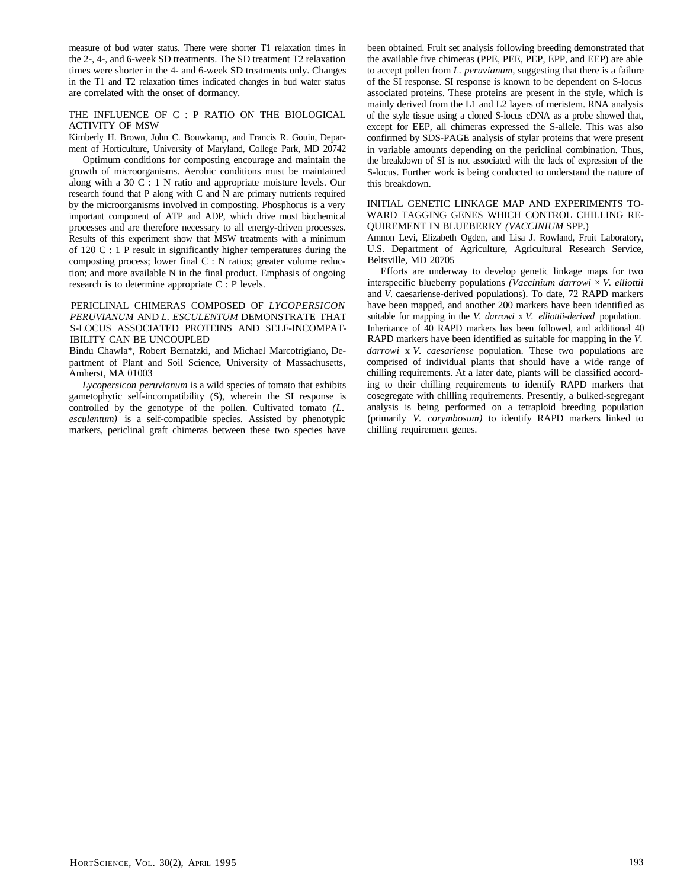measure of bud water status. There were shorter T1 relaxation times in the 2-, 4-, and 6-week SD treatments. The SD treatment T2 relaxation times were shorter in the 4- and 6-week SD treatments only. Changes in the T1 and T2 relaxation times indicated changes in bud water status are correlated with the onset of dormancy.

## THE INFLUENCE OF C : P RATIO ON THE BIOLOGICAL ACTIVITY OF MSW

Kimberly H. Brown, John C. Bouwkamp, and Francis R. Gouin, Deparment of Horticulture, University of Maryland, College Park, MD 20742

Optimum conditions for composting encourage and maintain the growth of microorganisms. Aerobic conditions must be maintained along with a 30 C : 1 N ratio and appropriate moisture levels. Our research found that P along with C and N are primary nutrients required by the microorganisms involved in composting. Phosphorus is a very important component of ATP and ADP, which drive most biochemical processes and are therefore necessary to all energy-driven processes. Results of this experiment show that MSW treatments with a minimum of 120 C : 1 P result in significantly higher temperatures during the composting process; lower final C : N ratios; greater volume reduction; and more available N in the final product. Emphasis of ongoing research is to determine appropriate C : P levels.

## PERICLINAL CHIMERAS COMPOSED OF *LYCOPERSICON PERUVIANUM* AND *L. ESCULENTUM* DEMONSTRATE THAT S-LOCUS ASSOCIATED PROTEINS AND SELF-INCOMPATIBILITY CAN BE UNCOUPLED

Bindu Chawla*, Robert Bernatzki, and Michael Marcotrigiano, Department of Plant and Soil Science, University of Massachusetts, Amherst, MA 01003

*Lycopersicon peruvianum* is a wild species of tomato that exhibits gametophytic self-incompatibility (S), wherein the SI response is controlled by the genotype of the pollen. Cultivated tomato *(L. esculentum)* is a self-compatible species. Assisted by phenotypic markers, periclinal graft chimeras between these two species have been obtained. Fruit set analysis following breeding demonstrated that the available five chimeras (PPE, PEE, PEP, EPP, and EEP) are able to accept pollen from *L. peruvianum*, suggesting that there is a failure of the SI response. SI response is known to be dependent on S-locus associated proteins. These proteins are present in the style, which is mainly derived from the L1 and L2 layers of meristem. RNA analysis of the style tissue using a cloned S-locus cDNA as a probe showed that, except for EEP, all chimeras expressed the S-allele. This was also confirmed by SDS-PAGE analysis of stylar proteins that were present in variable amounts depending on the periclinal combination. Thus, the breakdown of SI is not associated with the lack of expression of the S-locus. Further work is being conducted to understand the nature of this breakdown.

## INITIAL GENETIC LINKAGE MAP AND EXPERIMENTS TOWARD TAGGING GENES WHICH CONTROL CHILLING REQUIREMENT IN BLUEBERRY *(VACCINIUM* SPP.)

Amnon Levi, Elizabeth Ogden, and Lisa J. Rowland, Fruit Laboratory, U.S. Department of Agriculture, Agricultural Research Service, Beltsville, MD 20705

Efforts are underway to develop genetic linkage maps for two interspecific blueberry populations *(Vaccinium darrowi* × *V. elliottii* and *V.* caesariense-derived populations). To date, 72 RAPD markers have been mapped, and another 200 markers have been identified as suitable for mapping in the *V. darrowi* x *V. elliottii-derived* population. Inheritance of 40 RAPD markers has been followed, and additional 40 RAPD markers have been identified as suitable for mapping in the *V. darrowi* x *V. caesariense* population. These two populations are comprised of individual plants that should have a wide range of chilling requirements. At a later date, plants will be classified according to their chilling requirements to identify RAPD markers that cosegregate with chilling requirements. Presently, a bulked-segregant analysis is being performed on a tetraploid breeding population (primarily *V. corymbosum)* to identify RAPD markers linked to chilling requirement genes.